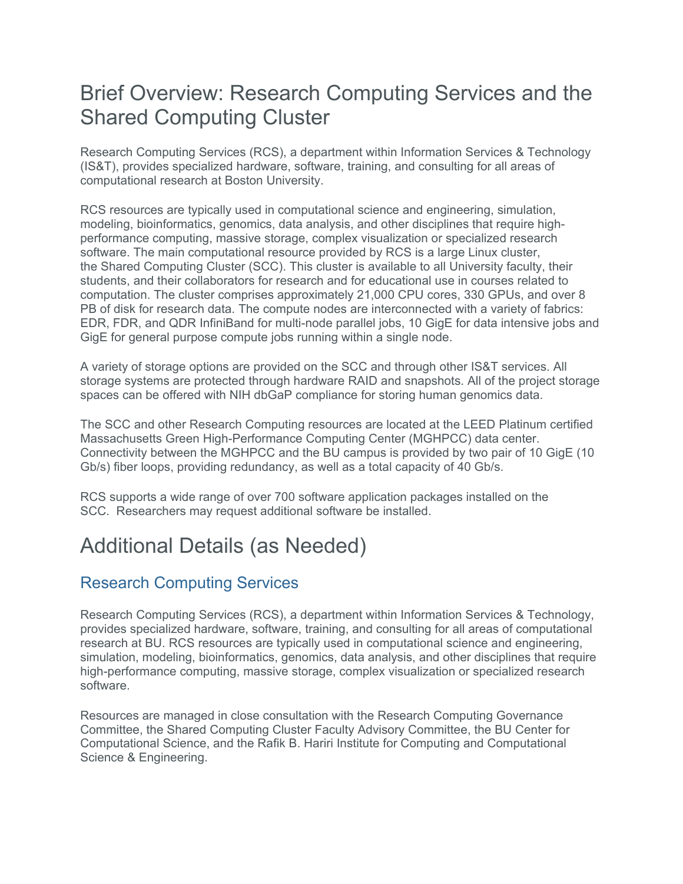# Brief Overview: Research Computing Services and the Shared Computing Cluster

Research Computing Services (RCS), a department within Information Services & Technology (IS&T), provides specialized hardware, software, training, and consulting for all areas of computational research at Boston University.

RCS resources are typically used in computational science and engineering, simulation, modeling, bioinformatics, genomics, data analysis, and other disciplines that require high-performance computing, massive storage, complex visualization or specialized research software. The main computational resource provided by RCS is a large Linux cluster, the Shared Computing Cluster (SCC). This cluster is available to all University faculty, their students, and their collaborators for research and for educational use in courses related to computation. The cluster comprises approximately 21,000 CPU cores, 330 GPUs, and over 8 PB of disk for research data. The compute nodes are interconnected with a variety of fabrics: EDR, FDR, and QDR InfiniBand for multi-node parallel jobs, 10 GigE for data intensive jobs and GigE for general purpose compute jobs running within a single node.

A variety of storage options are provided on the SCC and through other IS&T services. All storage systems are protected through hardware RAID and snapshots. All of the project storage spaces can be offered with NIH dbGaP compliance for storing human genomics data.

The SCC and other Research Computing resources are located at the LEED Platinum certified Massachusetts Green High-Performance Computing Center (MGHPCC) data center. Connectivity between the MGHPCC and the BU campus is provided by two pair of 10 GigE (10 Gb/s) fiber loops, providing redundancy, as well as a total capacity of 40 Gb/s.

RCS supports a wide range of over 700 software application packages installed on the SCC. Researchers may request additional software be installed.

# Additional Details (as Needed)

## Research Computing Services

Research Computing Services (RCS), a department within Information Services & Technology, provides specialized hardware, software, training, and consulting for all areas of computational research at BU. RCS resources are typically used in computational science and engineering, simulation, modeling, bioinformatics, genomics, data analysis, and other disciplines that require high-performance computing, massive storage, complex visualization or specialized research software.

Resources are managed in close consultation with the Research Computing Governance Committee, the Shared Computing Cluster Faculty Advisory Committee, the BU Center for Computational Science, and the Rafik B. Hariri Institute for Computing and Computational Science & Engineering.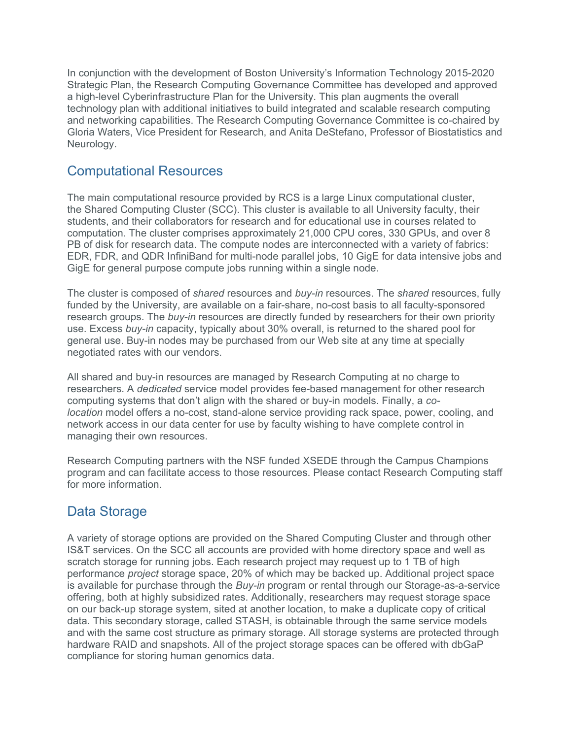In conjunction with the development of Boston University's Information Technology 2015-2020 Strategic Plan, the Research Computing Governance Committee has developed and approved a high-level Cyberinfrastructure Plan for the University. This plan augments the overall technology plan with additional initiatives to build integrated and scalable research computing and networking capabilities. The Research Computing Governance Committee is co-chaired by Gloria Waters, Vice President for Research, and Anita DeStefano, Professor of Biostatistics and Neurology.

## Computational Resources

The main computational resource provided by RCS is a large Linux computational cluster, the Shared Computing Cluster (SCC). This cluster is available to all University faculty, their students, and their collaborators for research and for educational use in courses related to computation. The cluster comprises approximately 21,000 CPU cores, 330 GPUs, and over 8 PB of disk for research data. The compute nodes are interconnected with a variety of fabrics: EDR, FDR, and QDR InfiniBand for multi-node parallel jobs, 10 GigE for data intensive jobs and GigE for general purpose compute jobs running within a single node.

The cluster is composed of *shared* resources and *buy-in* resources. The *shared* resources, fully funded by the University, are available on a fair-share, no-cost basis to all faculty-sponsored research groups. The *buy-in* resources are directly funded by researchers for their own priority use. Excess *buy-in* capacity, typically about 30% overall, is returned to the shared pool for general use. Buy-in nodes may be purchased from our Web site at any time at specially negotiated rates with our vendors.

All shared and buy-in resources are managed by Research Computing at no charge to researchers. A *dedicated* service model provides fee-based management for other research computing systems that don't align with the shared or buy-in models. Finally, a *co-location* model offers a no-cost, stand-alone service providing rack space, power, cooling, and network access in our data center for use by faculty wishing to have complete control in managing their own resources.

Research Computing partners with the NSF funded XSEDE through the Campus Champions program and can facilitate access to those resources. Please contact Research Computing staff for more information.

## Data Storage

A variety of storage options are provided on the Shared Computing Cluster and through other IS&T services. On the SCC all accounts are provided with home directory space and well as scratch storage for running jobs. Each research project may request up to 1 TB of high performance *project* storage space, 20% of which may be backed up. Additional project space is available for purchase through the *Buy-in* program or rental through our Storage-as-a-service offering, both at highly subsidized rates. Additionally, researchers may request storage space on our back-up storage system, sited at another location, to make a duplicate copy of critical data. This secondary storage, called STASH, is obtainable through the same service models and with the same cost structure as primary storage. All storage systems are protected through hardware RAID and snapshots. All of the project storage spaces can be offered with dbGaP compliance for storing human genomics data.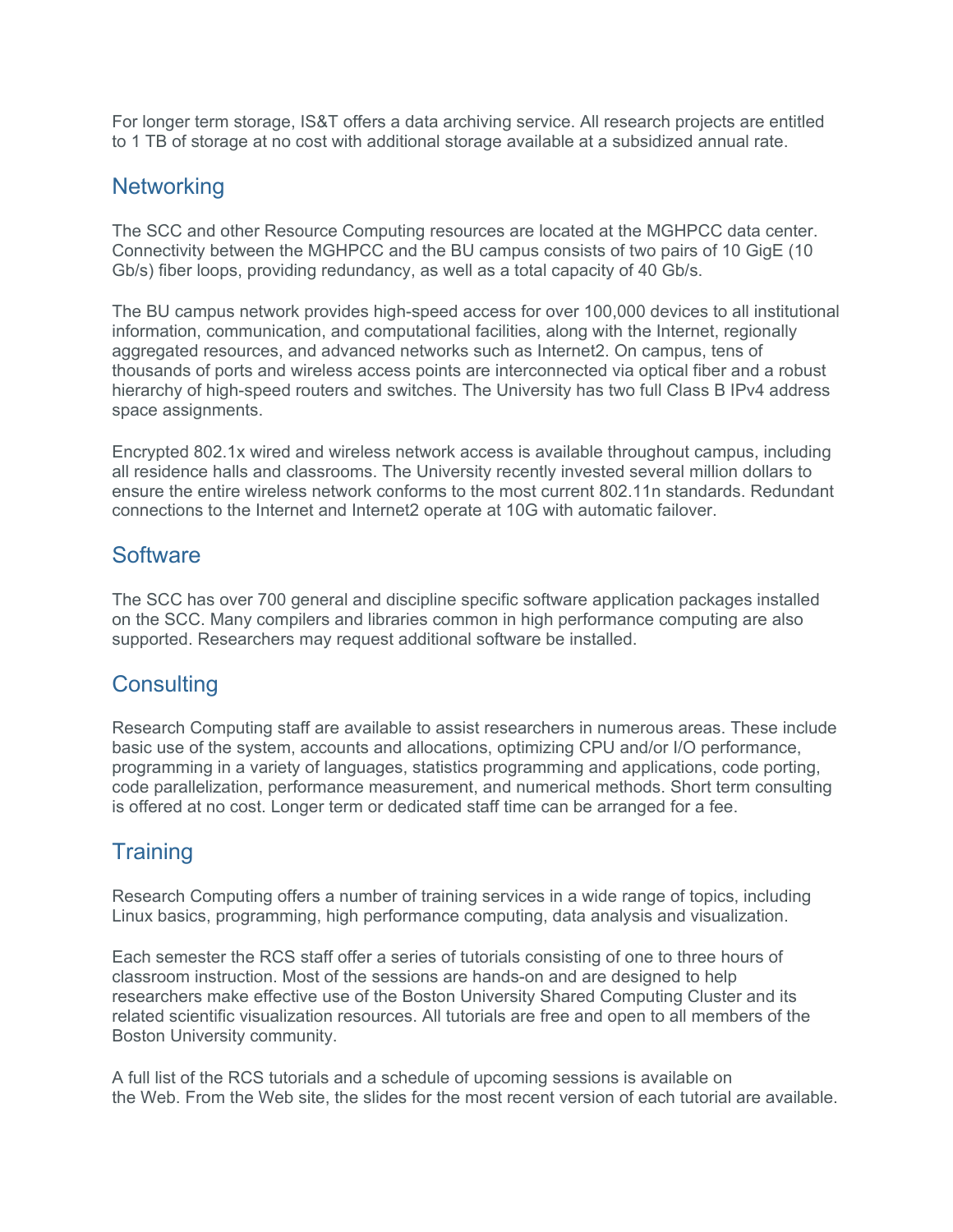For longer term storage, IS&T offers a data archiving service. All research projects are entitled to 1 TB of storage at no cost with additional storage available at a subsidized annual rate.

## Networking

The SCC and other Resource Computing resources are located at the MGHPCC data center. Connectivity between the MGHPCC and the BU campus consists of two pairs of 10 GigE (10 Gb/s) fiber loops, providing redundancy, as well as a total capacity of 40 Gb/s.

The BU campus network provides high-speed access for over 100,000 devices to all institutional information, communication, and computational facilities, along with the Internet, regionally aggregated resources, and advanced networks such as Internet2. On campus, tens of thousands of ports and wireless access points are interconnected via optical fiber and a robust hierarchy of high-speed routers and switches. The University has two full Class B IPv4 address space assignments.

Encrypted 802.1x wired and wireless network access is available throughout campus, including all residence halls and classrooms. The University recently invested several million dollars to ensure the entire wireless network conforms to the most current 802.11n standards. Redundant connections to the Internet and Internet2 operate at 10G with automatic failover.

## Software

The SCC has over 700 general and discipline specific software application packages installed on the SCC. Many compilers and libraries common in high performance computing are also supported. Researchers may request additional software be installed.

## Consulting

Research Computing staff are available to assist researchers in numerous areas. These include basic use of the system, accounts and allocations, optimizing CPU and/or I/O performance, programming in a variety of languages, statistics programming and applications, code porting, code parallelization, performance measurement, and numerical methods. Short term consulting is offered at no cost. Longer term or dedicated staff time can be arranged for a fee.

## Training

Research Computing offers a number of training services in a wide range of topics, including Linux basics, programming, high performance computing, data analysis and visualization.

Each semester the RCS staff offer a series of tutorials consisting of one to three hours of classroom instruction. Most of the sessions are hands-on and are designed to help researchers make effective use of the Boston University Shared Computing Cluster and its related scientific visualization resources. All tutorials are free and open to all members of the Boston University community.

A full list of the RCS tutorials and a schedule of upcoming sessions is available on the Web. From the Web site, the slides for the most recent version of each tutorial are available.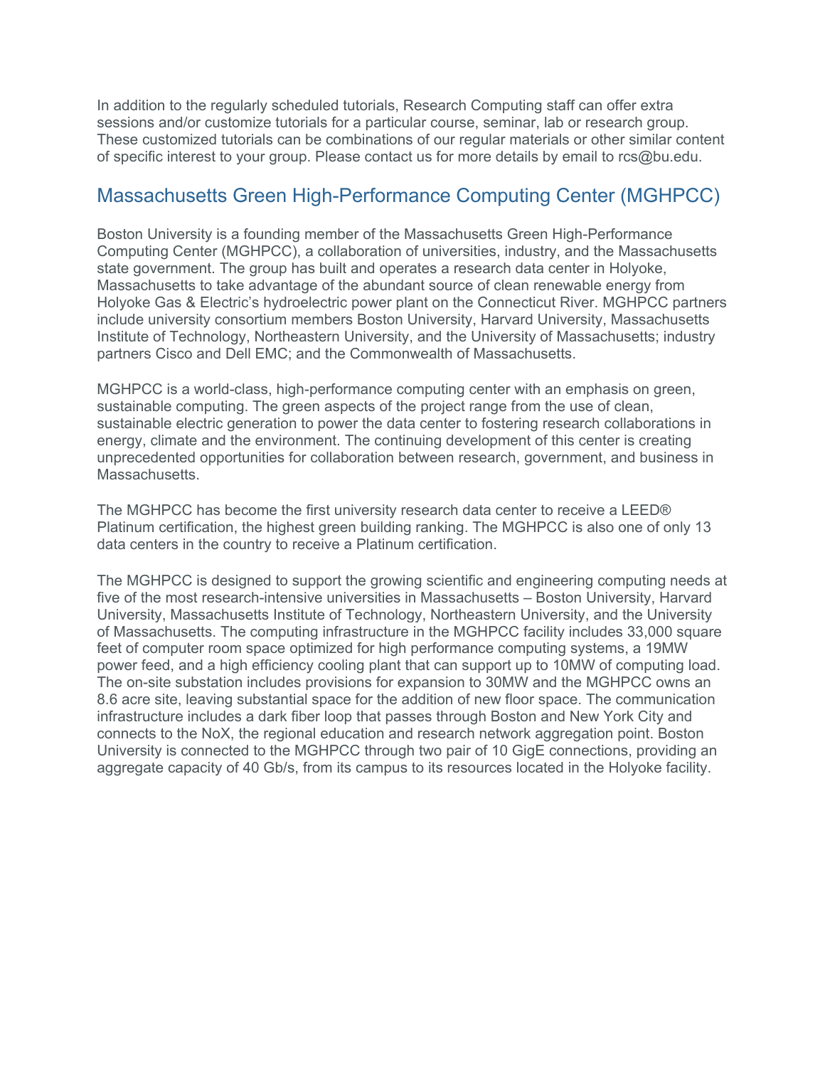In addition to the regularly scheduled tutorials, Research Computing staff can offer extra sessions and/or customize tutorials for a particular course, seminar, lab or research group. These customized tutorials can be combinations of our regular materials or other similar content of specific interest to your group. Please contact us for more details by email to rcs@bu.edu.

## Massachusetts Green High-Performance Computing Center (MGHPCC)

Boston University is a founding member of the Massachusetts Green High-Performance Computing Center (MGHPCC), a collaboration of universities, industry, and the Massachusetts state government. The group has built and operates a research data center in Holyoke, Massachusetts to take advantage of the abundant source of clean renewable energy from Holyoke Gas & Electric's hydroelectric power plant on the Connecticut River. MGHPCC partners include university consortium members Boston University, Harvard University, Massachusetts Institute of Technology, Northeastern University, and the University of Massachusetts; industry partners Cisco and Dell EMC; and the Commonwealth of Massachusetts.

MGHPCC is a world-class, high-performance computing center with an emphasis on green, sustainable computing. The green aspects of the project range from the use of clean, sustainable electric generation to power the data center to fostering research collaborations in energy, climate and the environment. The continuing development of this center is creating unprecedented opportunities for collaboration between research, government, and business in Massachusetts.

The MGHPCC has become the first university research data center to receive a LEED® Platinum certification, the highest green building ranking. The MGHPCC is also one of only 13 data centers in the country to receive a Platinum certification.

The MGHPCC is designed to support the growing scientific and engineering computing needs at five of the most research-intensive universities in Massachusetts – Boston University, Harvard University, Massachusetts Institute of Technology, Northeastern University, and the University of Massachusetts. The computing infrastructure in the MGHPCC facility includes 33,000 square feet of computer room space optimized for high performance computing systems, a 19MW power feed, and a high efficiency cooling plant that can support up to 10MW of computing load. The on-site substation includes provisions for expansion to 30MW and the MGHPCC owns an 8.6 acre site, leaving substantial space for the addition of new floor space. The communication infrastructure includes a dark fiber loop that passes through Boston and New York City and connects to the NoX, the regional education and research network aggregation point. Boston University is connected to the MGHPCC through two pair of 10 GigE connections, providing an aggregate capacity of 40 Gb/s, from its campus to its resources located in the Holyoke facility.